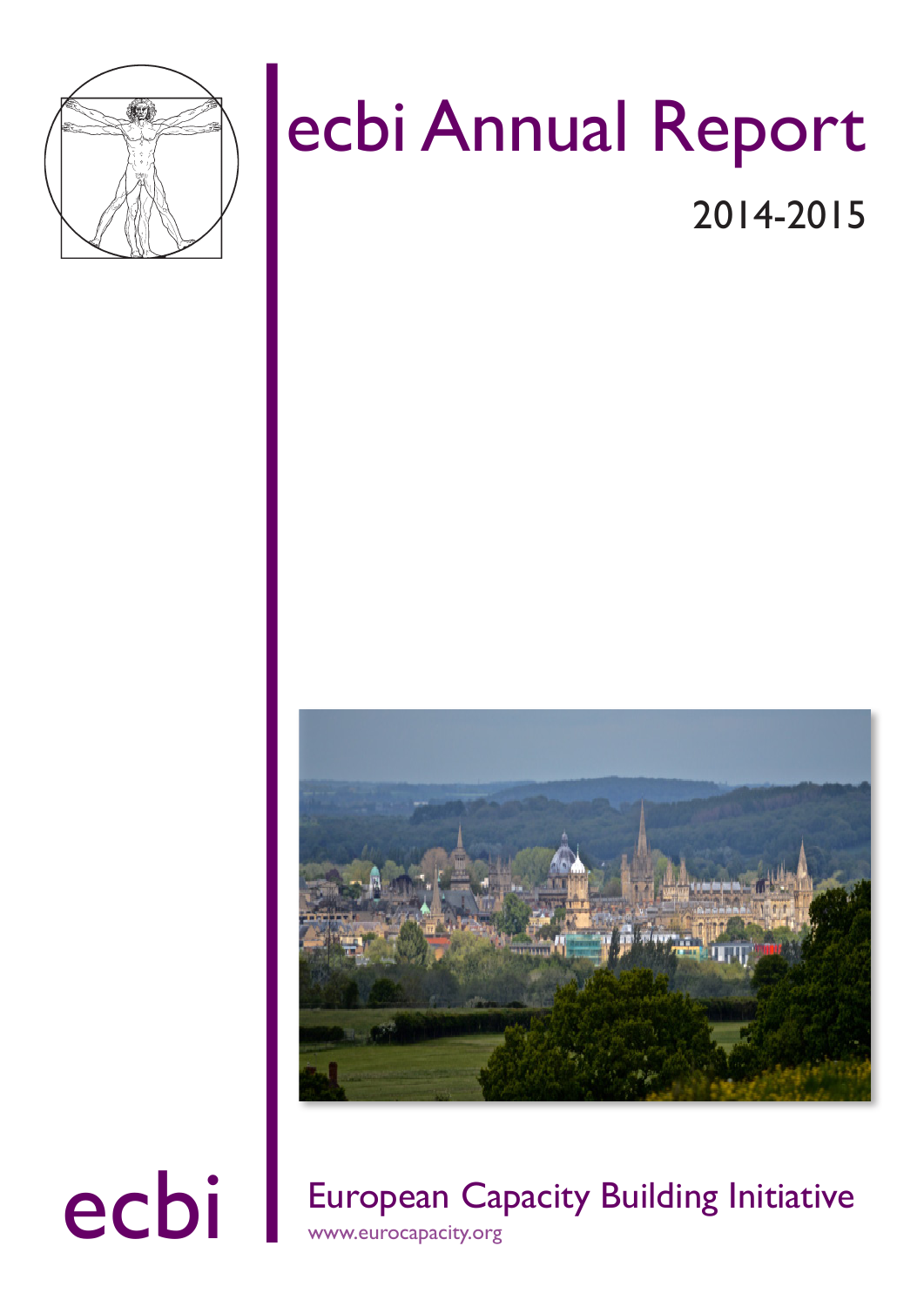# ecbi Annual Report

2014-2015

ecbi

European Capacity Building Initiative

www.eurocapacity.org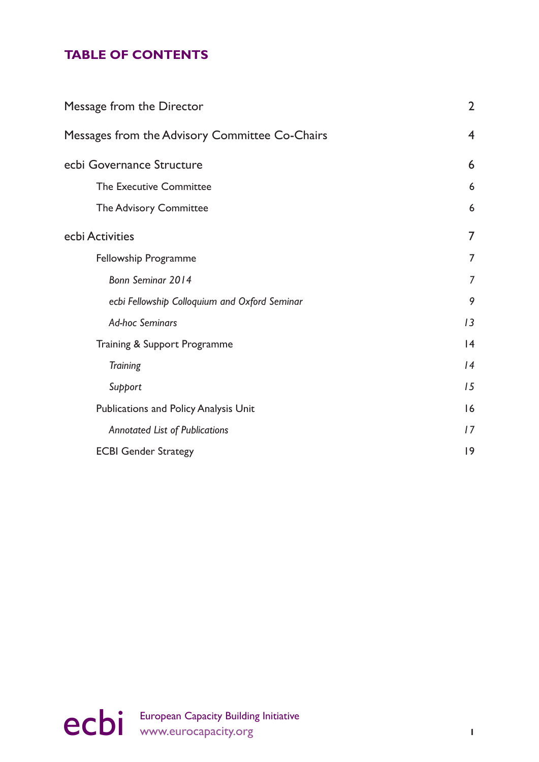## TABLE OF CONTENTS

| | |
|---|---|
| Message from the Director | 2 |
| Messages from the Advisory Committee Co-Chairs | 4 |
| ecbi Governance Structure | 6 |
| The Executive Committee | 6 |
| The Advisory Committee | 6 |
| ecbi Activities | 7 |
| Fellowship Programme | 7 |
| *Bonn Seminar 2014* | *7* |
| *ecbi Fellowship Colloquium and Oxford Seminar* | *9* |
| *Ad-hoc Seminars* | *13* |
| Training & Support Programme | 14 |
| *Training* | *14* |
| *Support* | *15* |
| Publications and Policy Analysis Unit | 16 |
| *Annotated List of Publications* | *17* |
| ECBI Gender Strategy | 19 |

ecbi European Capacity Building Initiative
www.eurocapacity.org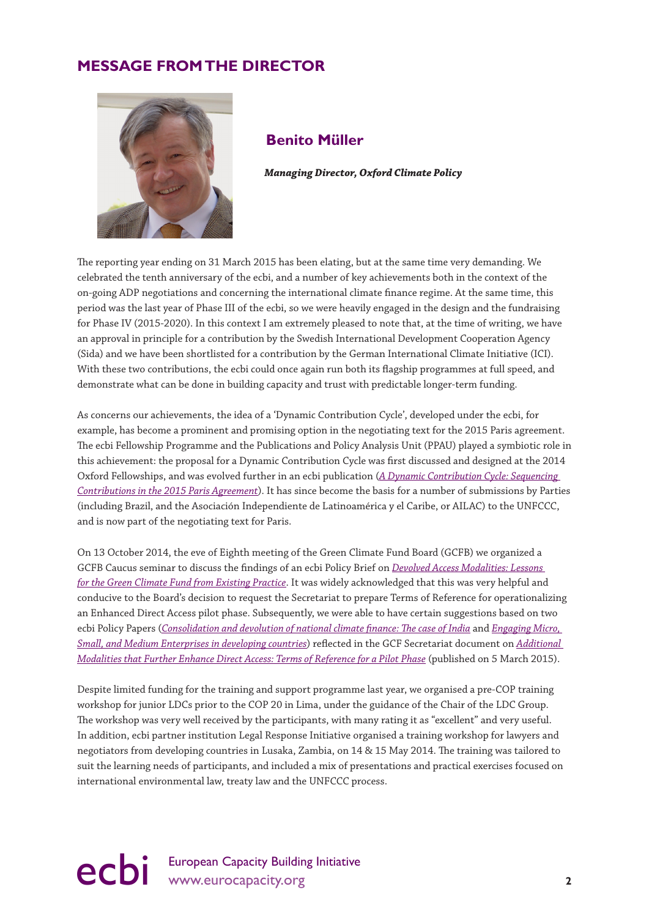## MESSAGE FROM THE DIRECTOR

**Benito Müller**

***Managing Director, Oxford Climate Policy***

The reporting year ending on 31 March 2015 has been elating, but at the same time very demanding. We celebrated the tenth anniversary of the ecbi, and a number of key achievements both in the context of the on-going ADP negotiations and concerning the international climate finance regime. At the same time, this period was the last year of Phase III of the ecbi, so we were heavily engaged in the design and the fundraising for Phase IV (2015-2020). In this context I am extremely pleased to note that, at the time of writing, we have an approval in principle for a contribution by the Swedish International Development Cooperation Agency (Sida) and we have been shortlisted for a contribution by the German International Climate Initiative (ICI). With these two contributions, the ecbi could once again run both its flagship programmes at full speed, and demonstrate what can be done in building capacity and trust with predictable longer-term funding.

As concerns our achievements, the idea of a 'Dynamic Contribution Cycle', developed under the ecbi, for example, has become a prominent and promising option in the negotiating text for the 2015 Paris agreement. The ecbi Fellowship Programme and the Publications and Policy Analysis Unit (PPAU) played a symbiotic role in this achievement: the proposal for a Dynamic Contribution Cycle was first discussed and designed at the 2014 Oxford Fellowships, and was evolved further in an ecbi publication (*A Dynamic Contribution Cycle: Sequencing Contributions in the 2015 Paris Agreement*). It has since become the basis for a number of submissions by Parties (including Brazil, and the Asociación Independiente de Latinoamérica y el Caribe, or AILAC) to the UNFCCC, and is now part of the negotiating text for Paris.

On 13 October 2014, the eve of Eighth meeting of the Green Climate Fund Board (GCFB) we organized a GCFB Caucus seminar to discuss the findings of an ecbi Policy Brief on *Devolved Access Modalities: Lessons for the Green Climate Fund from Existing Practice*. It was widely acknowledged that this was very helpful and conducive to the Board's decision to request the Secretariat to prepare Terms of Reference for operationalizing an Enhanced Direct Access pilot phase. Subsequently, we were able to have certain suggestions based on two ecbi Policy Papers (*Consolidation and devolution of national climate finance: The case of India* and *Engaging Micro, Small, and Medium Enterprises in developing countries*) reflected in the GCF Secretariat document on *Additional Modalities that Further Enhance Direct Access: Terms of Reference for a Pilot Phase* (published on 5 March 2015).

Despite limited funding for the training and support programme last year, we organised a pre-COP training workshop for junior LDCs prior to the COP 20 in Lima, under the guidance of the Chair of the LDC Group. The workshop was very well received by the participants, with many rating it as "excellent" and very useful. In addition, ecbi partner institution Legal Response Initiative organised a training workshop for lawyers and negotiators from developing countries in Lusaka, Zambia, on 14 & 15 May 2014. The training was tailored to suit the learning needs of participants, and included a mix of presentations and practical exercises focused on international environmental law, treaty law and the UNFCCC process.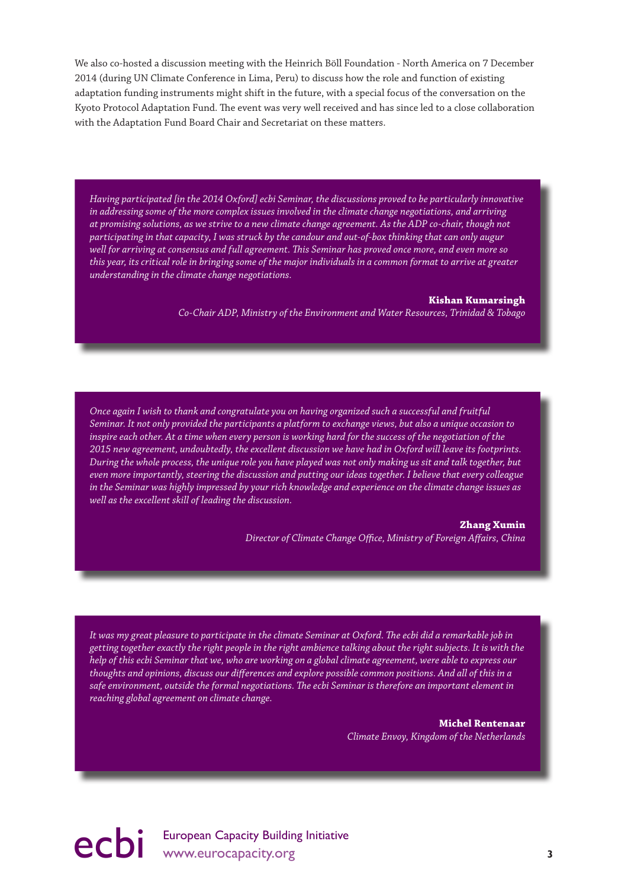We also co-hosted a discussion meeting with the Heinrich Böll Foundation - North America on 7 December 2014 (during UN Climate Conference in Lima, Peru) to discuss how the role and function of existing adaptation funding instruments might shift in the future, with a special focus of the conversation on the Kyoto Protocol Adaptation Fund. The event was very well received and has since led to a close collaboration with the Adaptation Fund Board Chair and Secretariat on these matters.

> *Having participated [in the 2014 Oxford] ecbi Seminar, the discussions proved to be particularly innovative in addressing some of the more complex issues involved in the climate change negotiations, and arriving at promising solutions, as we strive to a new climate change agreement. As the ADP co-chair, though not participating in that capacity, I was struck by the candour and out-of-box thinking that can only augur well for arriving at consensus and full agreement. This Seminar has proved once more, and even more so this year, its critical role in bringing some of the major individuals in a common format to arrive at greater understanding in the climate change negotiations.*
>
> **Kishan Kumarsingh**
> *Co-Chair ADP, Ministry of the Environment and Water Resources, Trinidad & Tobago*

> *Once again I wish to thank and congratulate you on having organized such a successful and fruitful Seminar. It not only provided the participants a platform to exchange views, but also a unique occasion to inspire each other. At a time when every person is working hard for the success of the negotiation of the 2015 new agreement, undoubtedly, the excellent discussion we have had in Oxford will leave its footprints. During the whole process, the unique role you have played was not only making us sit and talk together, but even more importantly, steering the discussion and putting our ideas together. I believe that every colleague in the Seminar was highly impressed by your rich knowledge and experience on the climate change issues as well as the excellent skill of leading the discussion.*
>
> **Zhang Xumin**
> *Director of Climate Change Office, Ministry of Foreign Affairs, China*

> *It was my great pleasure to participate in the climate Seminar at Oxford. The ecbi did a remarkable job in getting together exactly the right people in the right ambience talking about the right subjects. It is with the help of this ecbi Seminar that we, who are working on a global climate agreement, were able to express our thoughts and opinions, discuss our differences and explore possible common positions. And all of this in a safe environment, outside the formal negotiations. The ecbi Seminar is therefore an important element in reaching global agreement on climate change.*
>
> **Michel Rentenaar**
> *Climate Envoy, Kingdom of the Netherlands*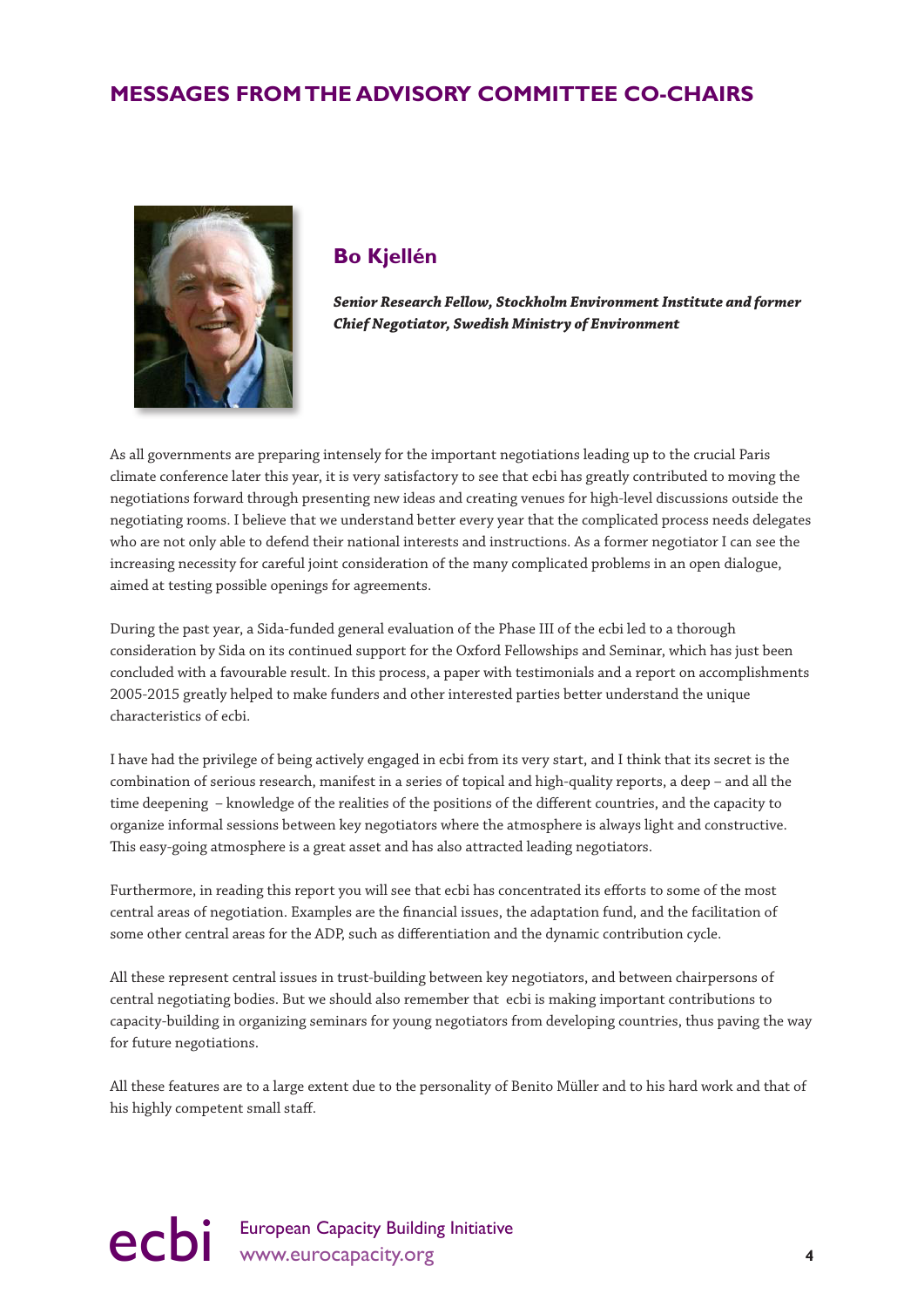# MESSAGES FROM THE ADVISORY COMMITTEE CO-CHAIRS

## Bo Kjellén

***Senior Research Fellow, Stockholm Environment Institute and former Chief Negotiator, Swedish Ministry of Environment***

As all governments are preparing intensely for the important negotiations leading up to the crucial Paris climate conference later this year, it is very satisfactory to see that ecbi has greatly contributed to moving the negotiations forward through presenting new ideas and creating venues for high-level discussions outside the negotiating rooms. I believe that we understand better every year that the complicated process needs delegates who are not only able to defend their national interests and instructions. As a former negotiator I can see the increasing necessity for careful joint consideration of the many complicated problems in an open dialogue, aimed at testing possible openings for agreements.

During the past year, a Sida-funded general evaluation of the Phase III of the ecbi led to a thorough consideration by Sida on its continued support for the Oxford Fellowships and Seminar, which has just been concluded with a favourable result. In this process, a paper with testimonials and a report on accomplishments 2005-2015 greatly helped to make funders and other interested parties better understand the unique characteristics of ecbi.

I have had the privilege of being actively engaged in ecbi from its very start, and I think that its secret is the combination of serious research, manifest in a series of topical and high-quality reports, a deep – and all the time deepening – knowledge of the realities of the positions of the different countries, and the capacity to organize informal sessions between key negotiators where the atmosphere is always light and constructive. This easy-going atmosphere is a great asset and has also attracted leading negotiators.

Furthermore, in reading this report you will see that ecbi has concentrated its efforts to some of the most central areas of negotiation. Examples are the financial issues, the adaptation fund, and the facilitation of some other central areas for the ADP, such as differentiation and the dynamic contribution cycle.

All these represent central issues in trust-building between key negotiators, and between chairpersons of central negotiating bodies. But we should also remember that ecbi is making important contributions to capacity-building in organizing seminars for young negotiators from developing countries, thus paving the way for future negotiations.

All these features are to a large extent due to the personality of Benito Müller and to his hard work and that of his highly competent small staff.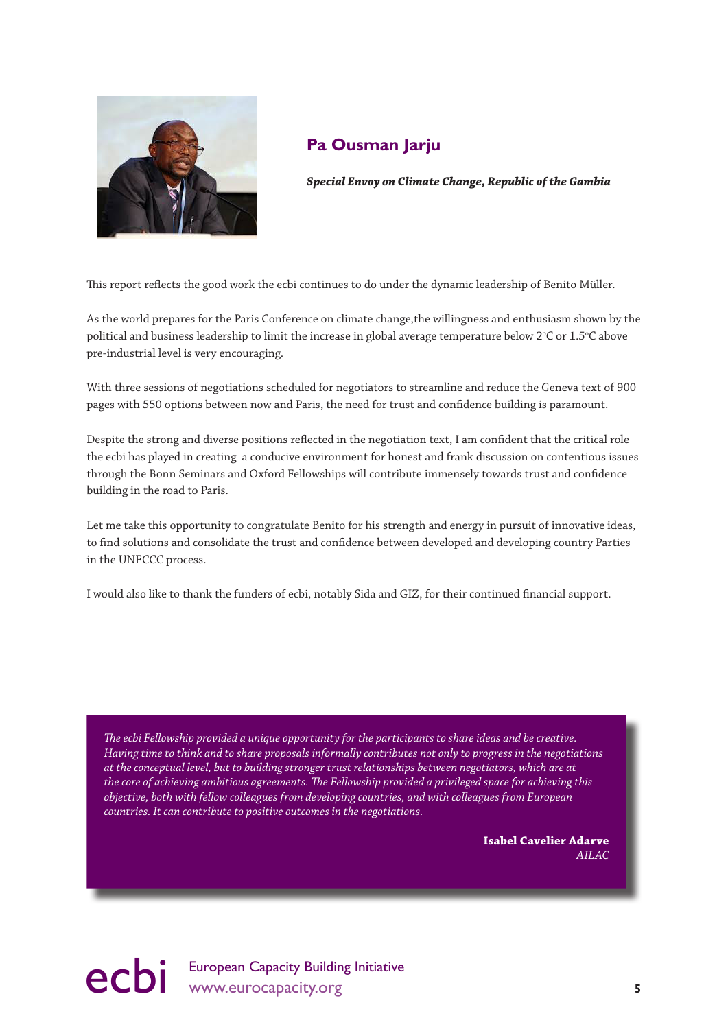## Pa Ousman Jarju

***Special Envoy on Climate Change, Republic of the Gambia***

This report reflects the good work the ecbi continues to do under the dynamic leadership of Benito Müller.

As the world prepares for the Paris Conference on climate change,the willingness and enthusiasm shown by the political and business leadership to limit the increase in global average temperature below 2°C or 1.5°C above pre-industrial level is very encouraging.

With three sessions of negotiations scheduled for negotiators to streamline and reduce the Geneva text of 900 pages with 550 options between now and Paris, the need for trust and confidence building is paramount.

Despite the strong and diverse positions reflected in the negotiation text, I am confident that the critical role the ecbi has played in creating a conducive environment for honest and frank discussion on contentious issues through the Bonn Seminars and Oxford Fellowships will contribute immensely towards trust and confidence building in the road to Paris.

Let me take this opportunity to congratulate Benito for his strength and energy in pursuit of innovative ideas, to find solutions and consolidate the trust and confidence between developed and developing country Parties in the UNFCCC process.

I would also like to thank the funders of ecbi, notably Sida and GIZ, for their continued financial support.

*The ecbi Fellowship provided a unique opportunity for the participants to share ideas and be creative. Having time to think and to share proposals informally contributes not only to progress in the negotiations at the conceptual level, but to building stronger trust relationships between negotiators, which are at the core of achieving ambitious agreements. The Fellowship provided a privileged space for achieving this objective, both with fellow colleagues from developing countries, and with colleagues from European countries. It can contribute to positive outcomes in the negotiations.*

**Isabel Cavelier Adarve**
*AILAC*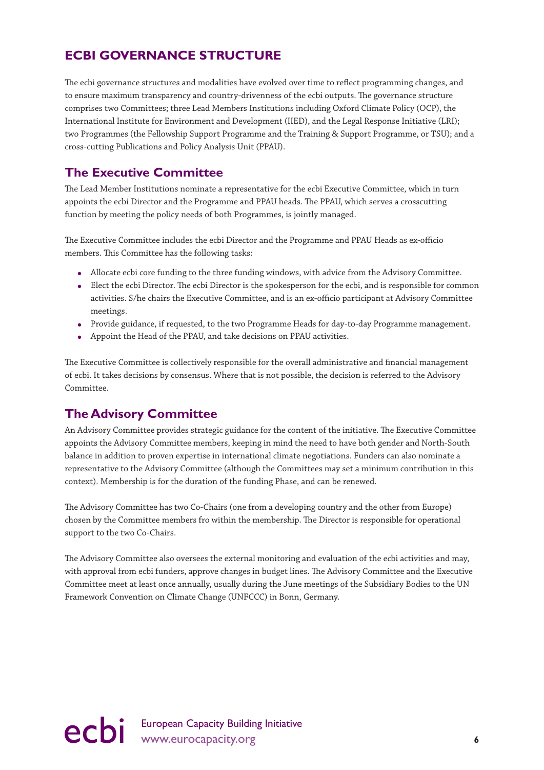# ECBI GOVERNANCE STRUCTURE

The ecbi governance structures and modalities have evolved over time to reflect programming changes, and to ensure maximum transparency and country-drivenness of the ecbi outputs. The governance structure comprises two Committees; three Lead Members Institutions including Oxford Climate Policy (OCP), the International Institute for Environment and Development (IIED), and the Legal Response Initiative (LRI); two Programmes (the Fellowship Support Programme and the Training & Support Programme, or TSU); and a cross-cutting Publications and Policy Analysis Unit (PPAU).

## The Executive Committee

The Lead Member Institutions nominate a representative for the ecbi Executive Committee, which in turn appoints the ecbi Director and the Programme and PPAU heads. The PPAU, which serves a crosscutting function by meeting the policy needs of both Programmes, is jointly managed.

The Executive Committee includes the ecbi Director and the Programme and PPAU Heads as ex-officio members. This Committee has the following tasks:

- Allocate ecbi core funding to the three funding windows, with advice from the Advisory Committee.
- Elect the ecbi Director. The ecbi Director is the spokesperson for the ecbi, and is responsible for common activities. S/he chairs the Executive Committee, and is an ex-officio participant at Advisory Committee meetings.
- Provide guidance, if requested, to the two Programme Heads for day-to-day Programme management.
- Appoint the Head of the PPAU, and take decisions on PPAU activities.

The Executive Committee is collectively responsible for the overall administrative and financial management of ecbi. It takes decisions by consensus. Where that is not possible, the decision is referred to the Advisory Committee.

## The Advisory Committee

An Advisory Committee provides strategic guidance for the content of the initiative. The Executive Committee appoints the Advisory Committee members, keeping in mind the need to have both gender and North-South balance in addition to proven expertise in international climate negotiations. Funders can also nominate a representative to the Advisory Committee (although the Committees may set a minimum contribution in this context). Membership is for the duration of the funding Phase, and can be renewed.

The Advisory Committee has two Co-Chairs (one from a developing country and the other from Europe) chosen by the Committee members fro within the membership. The Director is responsible for operational support to the two Co-Chairs.

The Advisory Committee also oversees the external monitoring and evaluation of the ecbi activities and may, with approval from ecbi funders, approve changes in budget lines. The Advisory Committee and the Executive Committee meet at least once annually, usually during the June meetings of the Subsidiary Bodies to the UN Framework Convention on Climate Change (UNFCCC) in Bonn, Germany.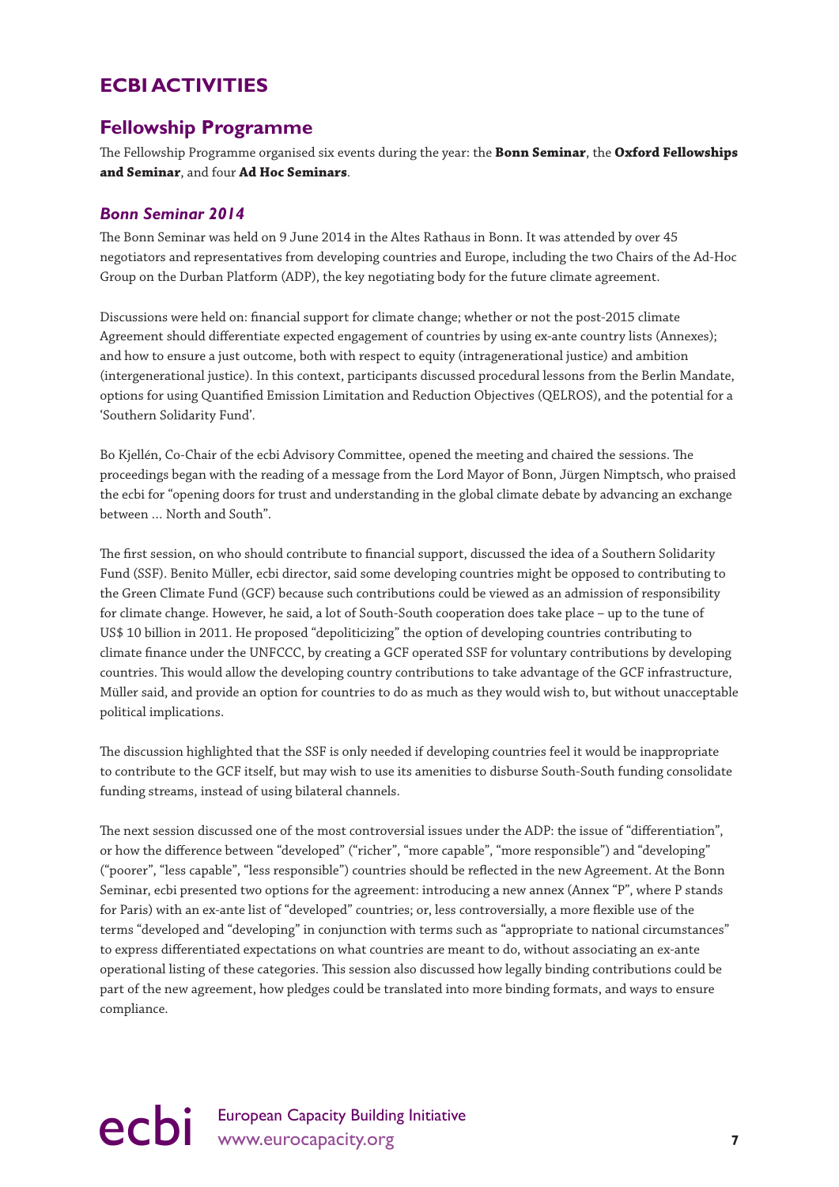# ECBI ACTIVITIES

## Fellowship Programme

The Fellowship Programme organised six events during the year: the **Bonn Seminar**, the **Oxford Fellowships and Seminar**, and four **Ad Hoc Seminars**.

### *Bonn Seminar 2014*

The Bonn Seminar was held on 9 June 2014 in the Altes Rathaus in Bonn. It was attended by over 45 negotiators and representatives from developing countries and Europe, including the two Chairs of the Ad-Hoc Group on the Durban Platform (ADP), the key negotiating body for the future climate agreement.

Discussions were held on: financial support for climate change; whether or not the post-2015 climate Agreement should differentiate expected engagement of countries by using ex-ante country lists (Annexes); and how to ensure a just outcome, both with respect to equity (intragenerational justice) and ambition (intergenerational justice). In this context, participants discussed procedural lessons from the Berlin Mandate, options for using Quantified Emission Limitation and Reduction Objectives (QELROS), and the potential for a 'Southern Solidarity Fund'.

Bo Kjellén, Co-Chair of the ecbi Advisory Committee, opened the meeting and chaired the sessions. The proceedings began with the reading of a message from the Lord Mayor of Bonn, Jürgen Nimptsch, who praised the ecbi for "opening doors for trust and understanding in the global climate debate by advancing an exchange between ... North and South".

The first session, on who should contribute to financial support, discussed the idea of a Southern Solidarity Fund (SSF). Benito Müller, ecbi director, said some developing countries might be opposed to contributing to the Green Climate Fund (GCF) because such contributions could be viewed as an admission of responsibility for climate change. However, he said, a lot of South-South cooperation does take place – up to the tune of US$ 10 billion in 2011. He proposed "depoliticizing" the option of developing countries contributing to climate finance under the UNFCCC, by creating a GCF operated SSF for voluntary contributions by developing countries. This would allow the developing country contributions to take advantage of the GCF infrastructure, Müller said, and provide an option for countries to do as much as they would wish to, but without unacceptable political implications.

The discussion highlighted that the SSF is only needed if developing countries feel it would be inappropriate to contribute to the GCF itself, but may wish to use its amenities to disburse South-South funding consolidate funding streams, instead of using bilateral channels.

The next session discussed one of the most controversial issues under the ADP: the issue of "differentiation", or how the difference between "developed" ("richer", "more capable", "more responsible") and "developing" ("poorer", "less capable", "less responsible") countries should be reflected in the new Agreement. At the Bonn Seminar, ecbi presented two options for the agreement: introducing a new annex (Annex "P", where P stands for Paris) with an ex-ante list of "developed" countries; or, less controversially, a more flexible use of the terms "developed and "developing" in conjunction with terms such as "appropriate to national circumstances" to express differentiated expectations on what countries are meant to do, without associating an ex-ante operational listing of these categories. This session also discussed how legally binding contributions could be part of the new agreement, how pledges could be translated into more binding formats, and ways to ensure compliance.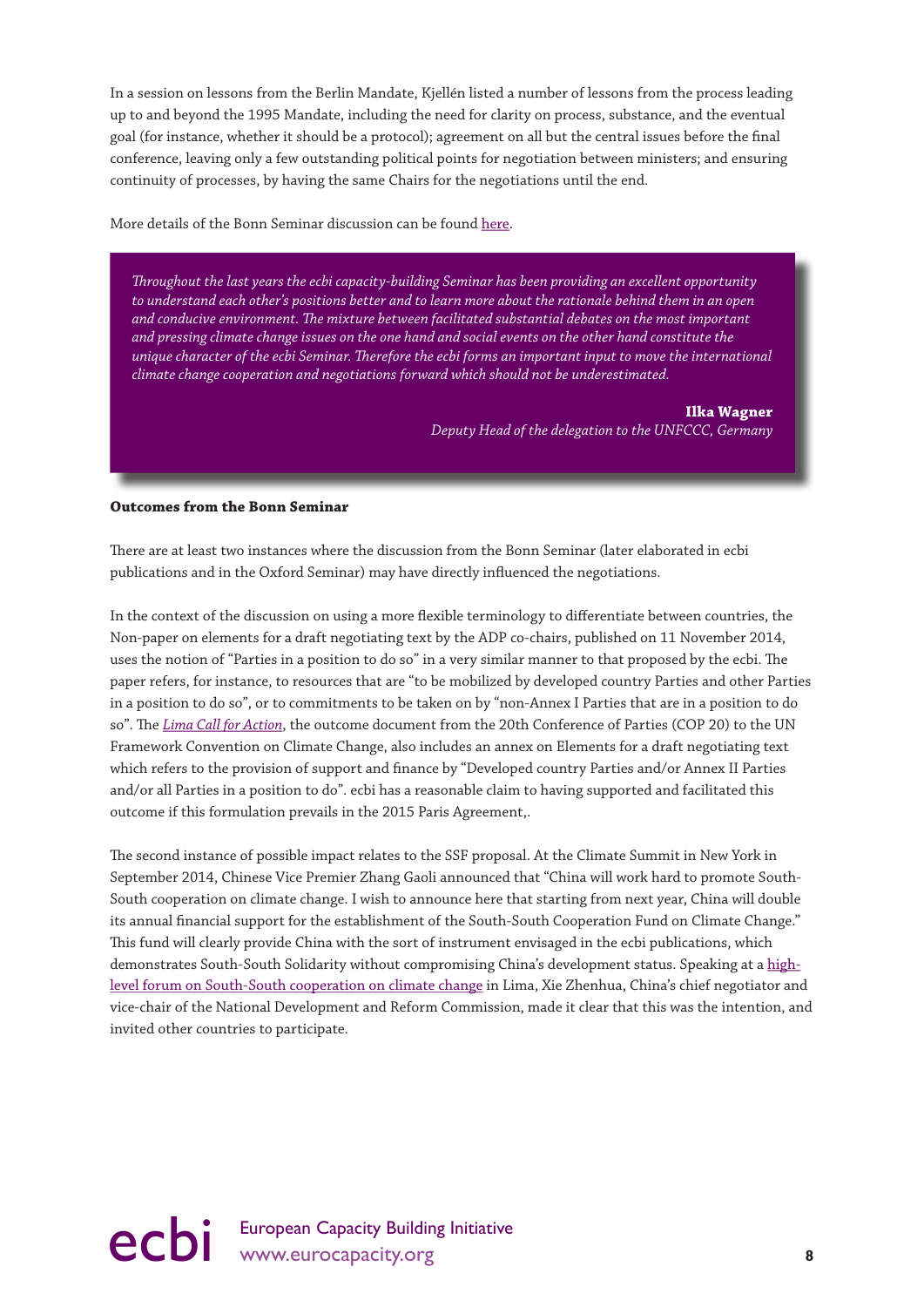In a session on lessons from the Berlin Mandate, Kjellén listed a number of lessons from the process leading up to and beyond the 1995 Mandate, including the need for clarity on process, substance, and the eventual goal (for instance, whether it should be a protocol); agreement on all but the central issues before the final conference, leaving only a few outstanding political points for negotiation between ministers; and ensuring continuity of processes, by having the same Chairs for the negotiations until the end.

More details of the Bonn Seminar discussion can be found here.

> *Throughout the last years the ecbi capacity-building Seminar has been providing an excellent opportunity to understand each other's positions better and to learn more about the rationale behind them in an open and conducive environment. The mixture between facilitated substantial debates on the most important and pressing climate change issues on the one hand and social events on the other hand constitute the unique character of the ecbi Seminar. Therefore the ecbi forms an important input to move the international climate change cooperation and negotiations forward which should not be underestimated.*
>
> **Ilka Wagner**
> *Deputy Head of the delegation to the UNFCCC, Germany*

**Outcomes from the Bonn Seminar**

There are at least two instances where the discussion from the Bonn Seminar (later elaborated in ecbi publications and in the Oxford Seminar) may have directly influenced the negotiations.

In the context of the discussion on using a more flexible terminology to differentiate between countries, the Non-paper on elements for a draft negotiating text by the ADP co-chairs, published on 11 November 2014, uses the notion of "Parties in a position to do so" in a very similar manner to that proposed by the ecbi. The paper refers, for instance, to resources that are "to be mobilized by developed country Parties and other Parties in a position to do so", or to commitments to be taken on by "non-Annex I Parties that are in a position to do so". The *Lima Call for Action*, the outcome document from the 20th Conference of Parties (COP 20) to the UN Framework Convention on Climate Change, also includes an annex on Elements for a draft negotiating text which refers to the provision of support and finance by "Developed country Parties and/or Annex II Parties and/or all Parties in a position to do". ecbi has a reasonable claim to having supported and facilitated this outcome if this formulation prevails in the 2015 Paris Agreement,.

The second instance of possible impact relates to the SSF proposal. At the Climate Summit in New York in September 2014, Chinese Vice Premier Zhang Gaoli announced that "China will work hard to promote South-South cooperation on climate change. I wish to announce here that starting from next year, China will double its annual financial support for the establishment of the South-South Cooperation Fund on Climate Change." This fund will clearly provide China with the sort of instrument envisaged in the ecbi publications, which demonstrates South-South Solidarity without compromising China's development status. Speaking at a high-level forum on South-South cooperation on climate change in Lima, Xie Zhenhua, China's chief negotiator and vice-chair of the National Development and Reform Commission, made it clear that this was the intention, and invited other countries to participate.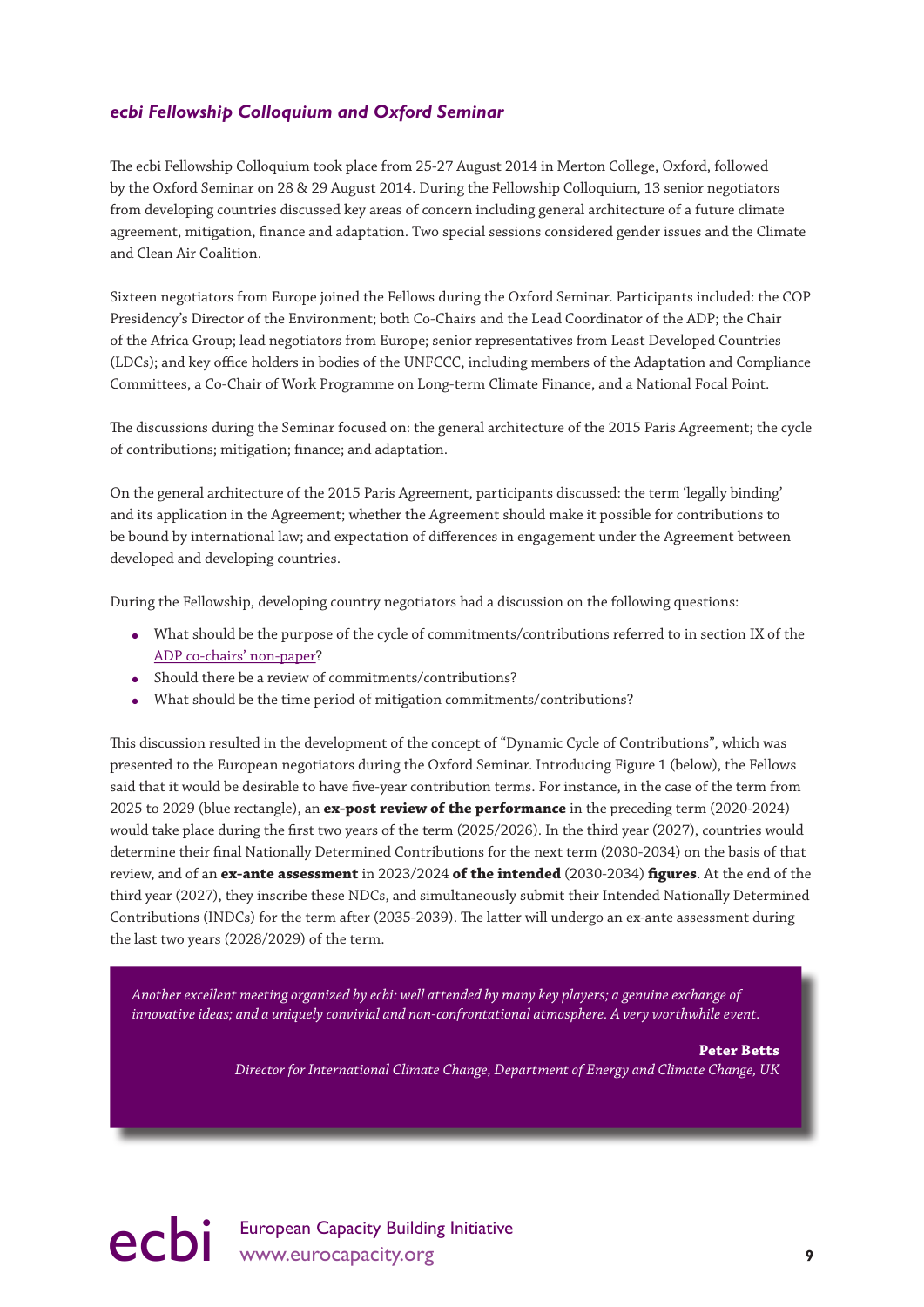### *ecbi Fellowship Colloquium and Oxford Seminar*

The ecbi Fellowship Colloquium took place from 25-27 August 2014 in Merton College, Oxford, followed by the Oxford Seminar on 28 & 29 August 2014. During the Fellowship Colloquium, 13 senior negotiators from developing countries discussed key areas of concern including general architecture of a future climate agreement, mitigation, finance and adaptation. Two special sessions considered gender issues and the Climate and Clean Air Coalition.

Sixteen negotiators from Europe joined the Fellows during the Oxford Seminar. Participants included: the COP Presidency's Director of the Environment; both Co-Chairs and the Lead Coordinator of the ADP; the Chair of the Africa Group; lead negotiators from Europe; senior representatives from Least Developed Countries (LDCs); and key office holders in bodies of the UNFCCC, including members of the Adaptation and Compliance Committees, a Co-Chair of Work Programme on Long-term Climate Finance, and a National Focal Point.

The discussions during the Seminar focused on: the general architecture of the 2015 Paris Agreement; the cycle of contributions; mitigation; finance; and adaptation.

On the general architecture of the 2015 Paris Agreement, participants discussed: the term 'legally binding' and its application in the Agreement; whether the Agreement should make it possible for contributions to be bound by international law; and expectation of differences in engagement under the Agreement between developed and developing countries.

During the Fellowship, developing country negotiators had a discussion on the following questions:

- What should be the purpose of the cycle of commitments/contributions referred to in section IX of the ADP co-chairs' non-paper?
- Should there be a review of commitments/contributions?
- What should be the time period of mitigation commitments/contributions?

This discussion resulted in the development of the concept of "Dynamic Cycle of Contributions", which was presented to the European negotiators during the Oxford Seminar. Introducing Figure 1 (below), the Fellows said that it would be desirable to have five-year contribution terms. For instance, in the case of the term from 2025 to 2029 (blue rectangle), an **ex-post review of the performance** in the preceding term (2020-2024) would take place during the first two years of the term (2025/2026). In the third year (2027), countries would determine their final Nationally Determined Contributions for the next term (2030-2034) on the basis of that review, and of an **ex-ante assessment** in 2023/2024 **of the intended** (2030-2034) **figures**. At the end of the third year (2027), they inscribe these NDCs, and simultaneously submit their Intended Nationally Determined Contributions (INDCs) for the term after (2035-2039). The latter will undergo an ex-ante assessment during the last two years (2028/2029) of the term.

> *Another excellent meeting organized by ecbi: well attended by many key players; a genuine exchange of innovative ideas; and a uniquely convivial and non-confrontational atmosphere. A very worthwhile event.*
>
> **Peter Betts**
> *Director for International Climate Change, Department of Energy and Climate Change, UK*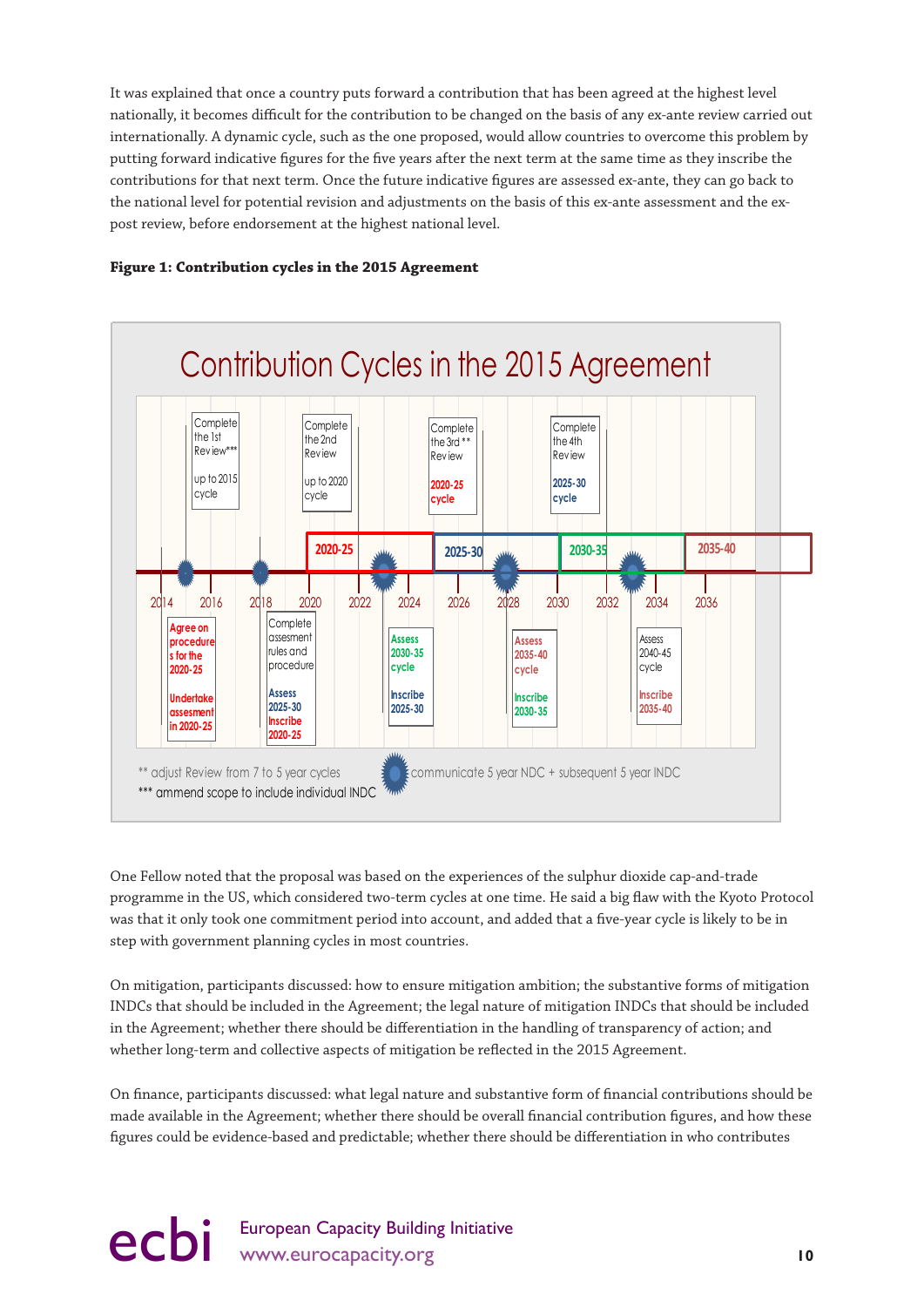It was explained that once a country puts forward a contribution that has been agreed at the highest level nationally, it becomes difficult for the contribution to be changed on the basis of any ex-ante review carried out internationally. A dynamic cycle, such as the one proposed, would allow countries to overcome this problem by putting forward indicative figures for the five years after the next term at the same time as they inscribe the contributions for that next term. Once the future indicative figures are assessed ex-ante, they can go back to the national level for potential revision and adjustments on the basis of this ex-ante assessment and the ex-post review, before endorsement at the highest national level.

**Figure 1: Contribution cycles in the 2015 Agreement**

Contribution Cycles in the 2015 Agreement

Complete the 1st Review*** up to 2015 cycle

Complete the 2nd Review up to 2020 cycle

Complete the 3rd ** Review 2020-25 cycle

Complete the 4th Review 2025-30 cycle

2020-25 | 2025-30 | 2030-35 | 2035-40

2014 | 2016 | 2018 | 2020 | 2022 | 2024 | 2026 | 2028 | 2030 | 2032 | 2034 | 2036

Agree on procedures for the 2020-25 Undertake assesment in 2020-25

Complete assesment rules and procedure Assess 2025-30 Inscribe 2020-25

Assess 2030-35 cycle Inscribe 2025-30

Assess 2035-40 cycle Inscribe 2030-35

Assess 2040-45 cycle Inscribe 2035-40

** adjust Review from 7 to 5 year cycles

*** ammend scope to include individual INDC

communicate 5 year NDC + subsequent 5 year INDC

One Fellow noted that the proposal was based on the experiences of the sulphur dioxide cap-and-trade programme in the US, which considered two-term cycles at one time. He said a big flaw with the Kyoto Protocol was that it only took one commitment period into account, and added that a five-year cycle is likely to be in step with government planning cycles in most countries.

On mitigation, participants discussed: how to ensure mitigation ambition; the substantive forms of mitigation INDCs that should be included in the Agreement; the legal nature of mitigation INDCs that should be included in the Agreement; whether there should be differentiation in the handling of transparency of action; and whether long-term and collective aspects of mitigation be reflected in the 2015 Agreement.

On finance, participants discussed: what legal nature and substantive form of financial contributions should be made available in the Agreement; whether there should be overall financial contribution figures, and how these figures could be evidence-based and predictable; whether there should be differentiation in who contributes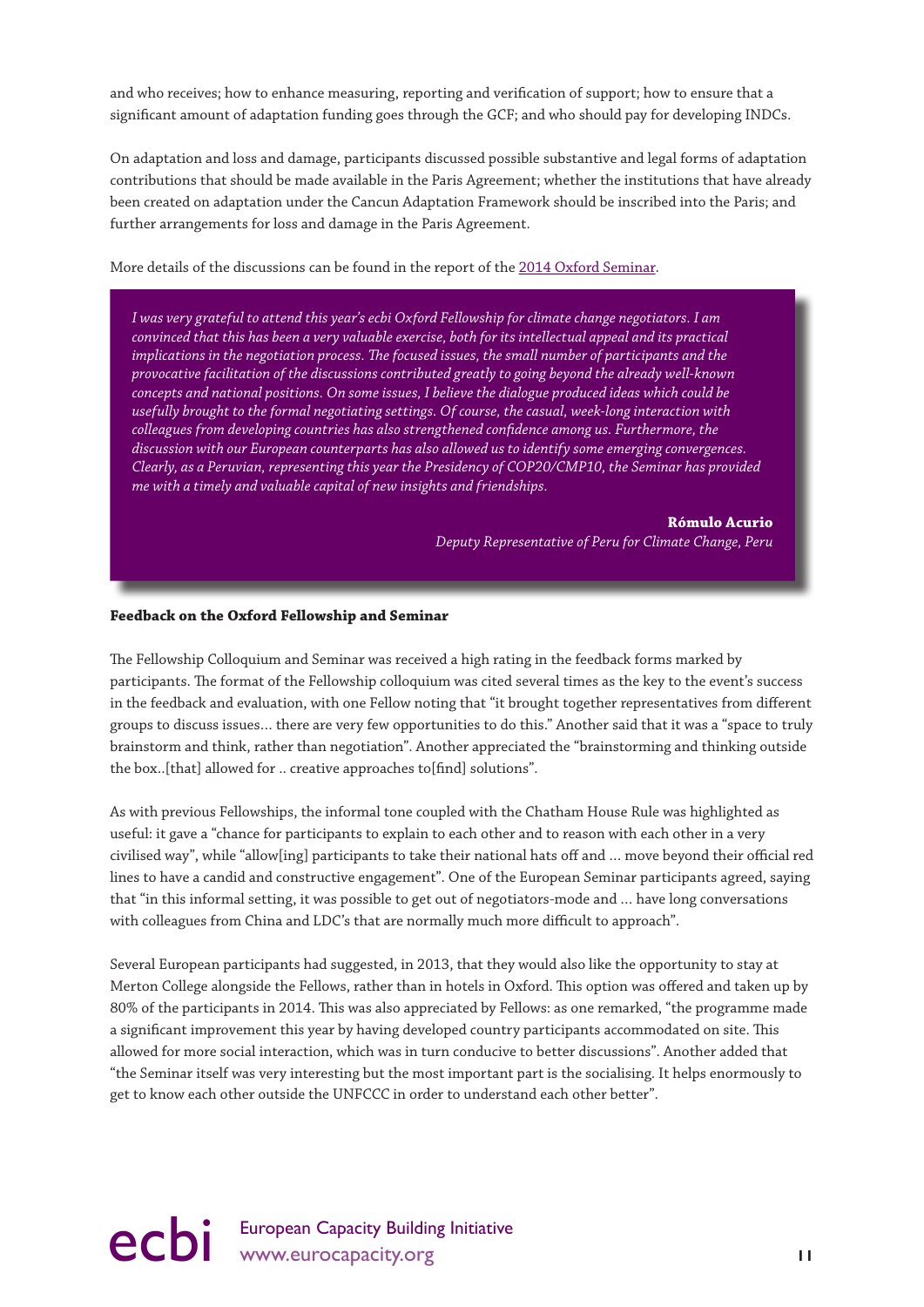and who receives; how to enhance measuring, reporting and verification of support; how to ensure that a significant amount of adaptation funding goes through the GCF; and who should pay for developing INDCs.

On adaptation and loss and damage, participants discussed possible substantive and legal forms of adaptation contributions that should be made available in the Paris Agreement; whether the institutions that have already been created on adaptation under the Cancun Adaptation Framework should be inscribed into the Paris; and further arrangements for loss and damage in the Paris Agreement.

More details of the discussions can be found in the report of the 2014 Oxford Seminar.

> *I was very grateful to attend this year's ecbi Oxford Fellowship for climate change negotiators. I am convinced that this has been a very valuable exercise, both for its intellectual appeal and its practical implications in the negotiation process. The focused issues, the small number of participants and the provocative facilitation of the discussions contributed greatly to going beyond the already well-known concepts and national positions. On some issues, I believe the dialogue produced ideas which could be usefully brought to the formal negotiating settings. Of course, the casual, week-long interaction with colleagues from developing countries has also strengthened confidence among us. Furthermore, the discussion with our European counterparts has also allowed us to identify some emerging convergences. Clearly, as a Peruvian, representing this year the Presidency of COP20/CMP10, the Seminar has provided me with a timely and valuable capital of new insights and friendships.*
>
> **Rómulo Acurio**
> *Deputy Representative of Peru for Climate Change, Peru*

**Feedback on the Oxford Fellowship and Seminar**

The Fellowship Colloquium and Seminar was received a high rating in the feedback forms marked by participants. The format of the Fellowship colloquium was cited several times as the key to the event's success in the feedback and evaluation, with one Fellow noting that "it brought together representatives from different groups to discuss issues... there are very few opportunities to do this." Another said that it was a "space to truly brainstorm and think, rather than negotiation". Another appreciated the "brainstorming and thinking outside the box..[that] allowed for .. creative approaches to[find] solutions".

As with previous Fellowships, the informal tone coupled with the Chatham House Rule was highlighted as useful: it gave a "chance for participants to explain to each other and to reason with each other in a very civilised way", while "allow[ing] participants to take their national hats off and ... move beyond their official red lines to have a candid and constructive engagement". One of the European Seminar participants agreed, saying that "in this informal setting, it was possible to get out of negotiators-mode and ... have long conversations with colleagues from China and LDC's that are normally much more difficult to approach".

Several European participants had suggested, in 2013, that they would also like the opportunity to stay at Merton College alongside the Fellows, rather than in hotels in Oxford. This option was offered and taken up by 80% of the participants in 2014. This was also appreciated by Fellows: as one remarked, "the programme made a significant improvement this year by having developed country participants accommodated on site. This allowed for more social interaction, which was in turn conducive to better discussions". Another added that "the Seminar itself was very interesting but the most important part is the socialising. It helps enormously to get to know each other outside the UNFCCC in order to understand each other better".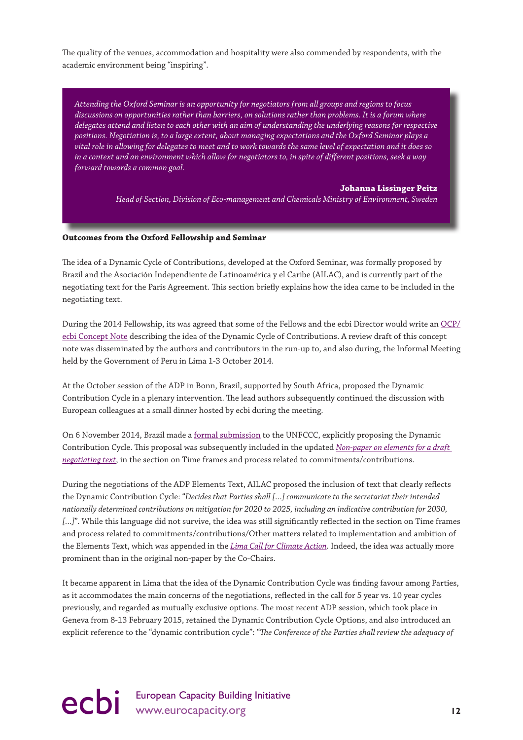The quality of the venues, accommodation and hospitality were also commended by respondents, with the academic environment being "inspiring".

> *Attending the Oxford Seminar is an opportunity for negotiators from all groups and regions to focus discussions on opportunities rather than barriers, on solutions rather than problems. It is a forum where delegates attend and listen to each other with an aim of understanding the underlying reasons for respective positions. Negotiation is, to a large extent, about managing expectations and the Oxford Seminar plays a vital role in allowing for delegates to meet and to work towards the same level of expectation and it does so in a context and an environment which allow for negotiators to, in spite of different positions, seek a way forward towards a common goal.*
>
> **Johanna Lissinger Peitz**
> *Head of Section, Division of Eco-management and Chemicals Ministry of Environment, Sweden*

**Outcomes from the Oxford Fellowship and Seminar**

The idea of a Dynamic Cycle of Contributions, developed at the Oxford Seminar, was formally proposed by Brazil and the Asociación Independiente de Latinoamérica y el Caribe (AILAC), and is currently part of the negotiating text for the Paris Agreement. This section briefly explains how the idea came to be included in the negotiating text.

During the 2014 Fellowship, its was agreed that some of the Fellows and the ecbi Director would write an OCP/ecbi Concept Note describing the idea of the Dynamic Cycle of Contributions. A review draft of this concept note was disseminated by the authors and contributors in the run-up to, and also during, the Informal Meeting held by the Government of Peru in Lima 1-3 October 2014.

At the October session of the ADP in Bonn, Brazil, supported by South Africa, proposed the Dynamic Contribution Cycle in a plenary intervention. The lead authors subsequently continued the discussion with European colleagues at a small dinner hosted by ecbi during the meeting.

On 6 November 2014, Brazil made a formal submission to the UNFCCC, explicitly proposing the Dynamic Contribution Cycle. This proposal was subsequently included in the updated *Non-paper on elements for a draft negotiating text*, in the section on Time frames and process related to commitments/contributions.

During the negotiations of the ADP Elements Text, AILAC proposed the inclusion of text that clearly reflects the Dynamic Contribution Cycle: "*Decides that Parties shall [...] communicate to the secretariat their intended nationally determined contributions on mitigation for 2020 to 2025, including an indicative contribution for 2030, [...]*". While this language did not survive, the idea was still significantly reflected in the section on Time frames and process related to commitments/contributions/Other matters related to implementation and ambition of the Elements Text, which was appended in the *Lima Call for Climate Action*. Indeed, the idea was actually more prominent than in the original non-paper by the Co-Chairs.

It became apparent in Lima that the idea of the Dynamic Contribution Cycle was finding favour among Parties, as it accommodates the main concerns of the negotiations, reflected in the call for 5 year vs. 10 year cycles previously, and regarded as mutually exclusive options. The most recent ADP session, which took place in Geneva from 8-13 February 2015, retained the Dynamic Contribution Cycle Options, and also introduced an explicit reference to the "dynamic contribution cycle": "*The Conference of the Parties shall review the adequacy of*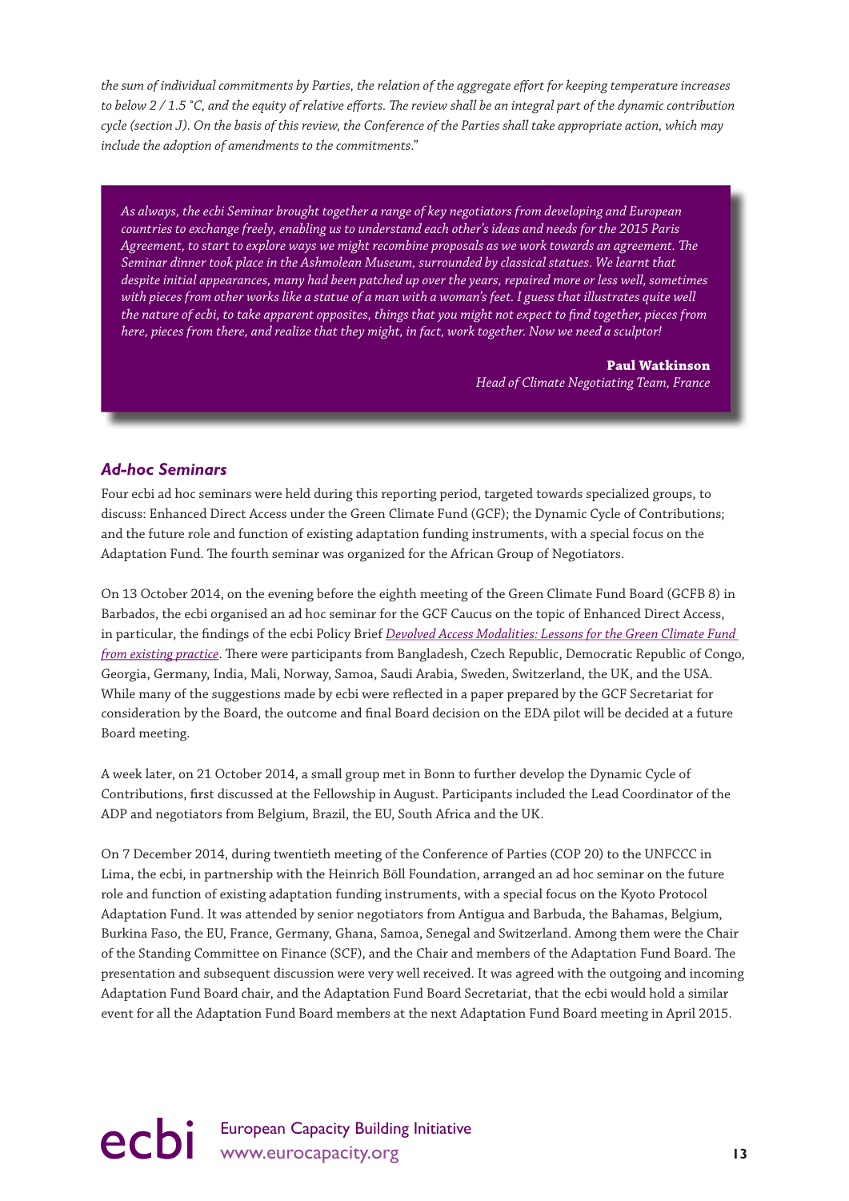*the sum of individual commitments by Parties, the relation of the aggregate effort for keeping temperature increases to below 2 / 1.5 °C, and the equity of relative efforts. The review shall be an integral part of the dynamic contribution cycle (section J). On the basis of this review, the Conference of the Parties shall take appropriate action, which may include the adoption of amendments to the commitments*."

> *As always, the ecbi Seminar brought together a range of key negotiators from developing and European countries to exchange freely, enabling us to understand each other's ideas and needs for the 2015 Paris Agreement, to start to explore ways we might recombine proposals as we work towards an agreement. The Seminar dinner took place in the Ashmolean Museum, surrounded by classical statues. We learnt that despite initial appearances, many had been patched up over the years, repaired more or less well, sometimes with pieces from other works like a statue of a man with a woman's feet. I guess that illustrates quite well the nature of ecbi, to take apparent opposites, things that you might not expect to find together, pieces from here, pieces from there, and realize that they might, in fact, work together. Now we need a sculptor!*
>
> **Paul Watkinson**
> *Head of Climate Negotiating Team, France*

### *Ad-hoc Seminars*

Four ecbi ad hoc seminars were held during this reporting period, targeted towards specialized groups, to discuss: Enhanced Direct Access under the Green Climate Fund (GCF); the Dynamic Cycle of Contributions; and the future role and function of existing adaptation funding instruments, with a special focus on the Adaptation Fund. The fourth seminar was organized for the African Group of Negotiators.

On 13 October 2014, on the evening before the eighth meeting of the Green Climate Fund Board (GCFB 8) in Barbados, the ecbi organised an ad hoc seminar for the GCF Caucus on the topic of Enhanced Direct Access, in particular, the findings of the ecbi Policy Brief *Devolved Access Modalities: Lessons for the Green Climate Fund from existing practice*. There were participants from Bangladesh, Czech Republic, Democratic Republic of Congo, Georgia, Germany, India, Mali, Norway, Samoa, Saudi Arabia, Sweden, Switzerland, the UK, and the USA. While many of the suggestions made by ecbi were reflected in a paper prepared by the GCF Secretariat for consideration by the Board, the outcome and final Board decision on the EDA pilot will be decided at a future Board meeting.

A week later, on 21 October 2014, a small group met in Bonn to further develop the Dynamic Cycle of Contributions, first discussed at the Fellowship in August. Participants included the Lead Coordinator of the ADP and negotiators from Belgium, Brazil, the EU, South Africa and the UK.

On 7 December 2014, during twentieth meeting of the Conference of Parties (COP 20) to the UNFCCC in Lima, the ecbi, in partnership with the Heinrich Böll Foundation, arranged an ad hoc seminar on the future role and function of existing adaptation funding instruments, with a special focus on the Kyoto Protocol Adaptation Fund. It was attended by senior negotiators from Antigua and Barbuda, the Bahamas, Belgium, Burkina Faso, the EU, France, Germany, Ghana, Samoa, Senegal and Switzerland. Among them were the Chair of the Standing Committee on Finance (SCF), and the Chair and members of the Adaptation Fund Board. The presentation and subsequent discussion were very well received. It was agreed with the outgoing and incoming Adaptation Fund Board chair, and the Adaptation Fund Board Secretariat, that the ecbi would hold a similar event for all the Adaptation Fund Board members at the next Adaptation Fund Board meeting in April 2015.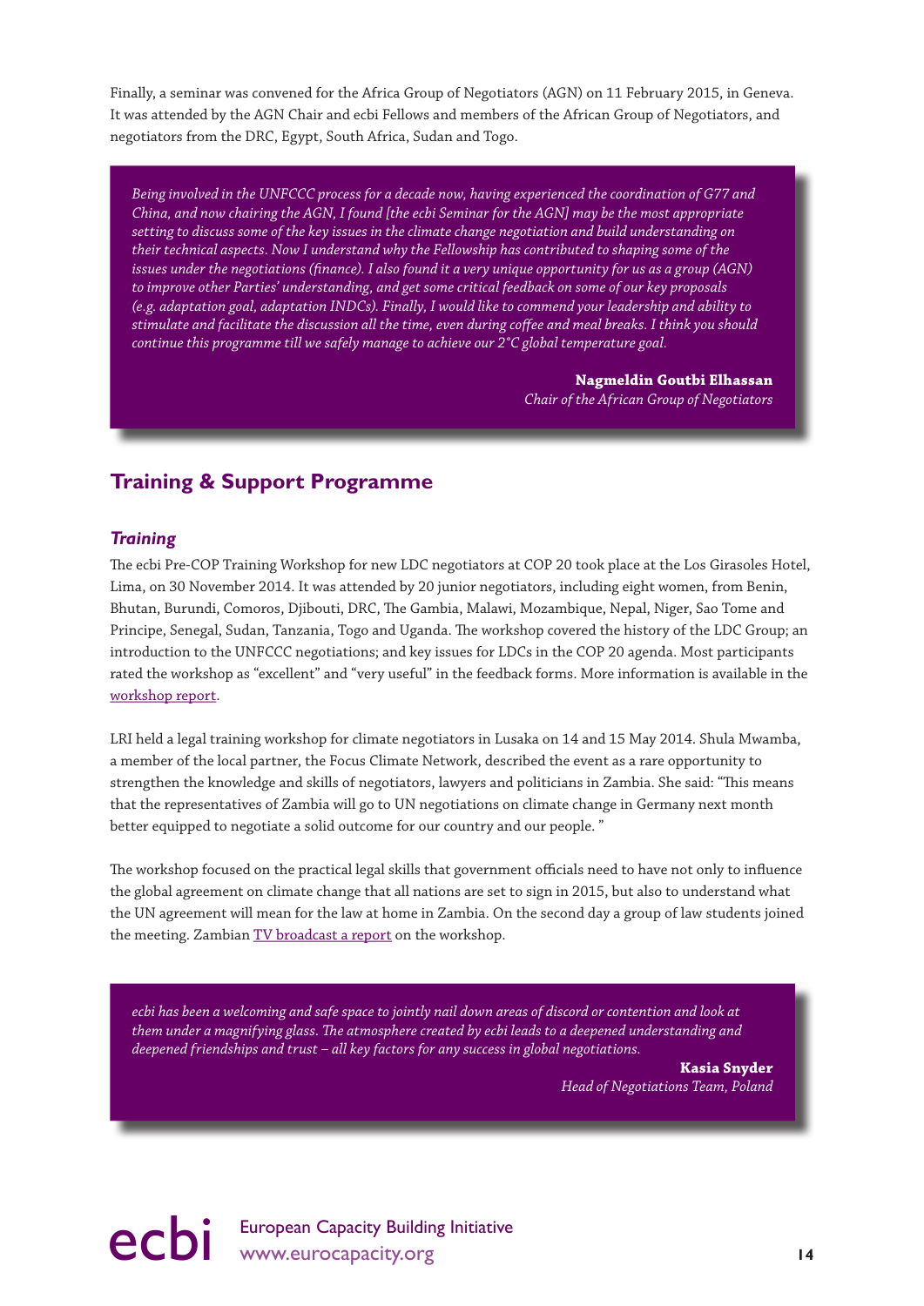Finally, a seminar was convened for the Africa Group of Negotiators (AGN) on 11 February 2015, in Geneva. It was attended by the AGN Chair and ecbi Fellows and members of the African Group of Negotiators, and negotiators from the DRC, Egypt, South Africa, Sudan and Togo.

> *Being involved in the UNFCCC process for a decade now, having experienced the coordination of G77 and China, and now chairing the AGN, I found [the ecbi Seminar for the AGN] may be the most appropriate setting to discuss some of the key issues in the climate change negotiation and build understanding on their technical aspects. Now I understand why the Fellowship has contributed to shaping some of the issues under the negotiations (finance). I also found it a very unique opportunity for us as a group (AGN) to improve other Parties' understanding, and get some critical feedback on some of our key proposals (e.g. adaptation goal, adaptation INDCs). Finally, I would like to commend your leadership and ability to stimulate and facilitate the discussion all the time, even during coffee and meal breaks. I think you should continue this programme till we safely manage to achieve our 2°C global temperature goal.*
>
> **Nagmeldin Goutbi Elhassan**
> *Chair of the African Group of Negotiators*

## Training & Support Programme

### *Training*

The ecbi Pre-COP Training Workshop for new LDC negotiators at COP 20 took place at the Los Girasoles Hotel, Lima, on 30 November 2014. It was attended by 20 junior negotiators, including eight women, from Benin, Bhutan, Burundi, Comoros, Djibouti, DRC, The Gambia, Malawi, Mozambique, Nepal, Niger, Sao Tome and Principe, Senegal, Sudan, Tanzania, Togo and Uganda. The workshop covered the history of the LDC Group; an introduction to the UNFCCC negotiations; and key issues for LDCs in the COP 20 agenda. Most participants rated the workshop as "excellent" and "very useful" in the feedback forms. More information is available in the workshop report.

LRI held a legal training workshop for climate negotiators in Lusaka on 14 and 15 May 2014. Shula Mwamba, a member of the local partner, the Focus Climate Network, described the event as a rare opportunity to strengthen the knowledge and skills of negotiators, lawyers and politicians in Zambia. She said: "This means that the representatives of Zambia will go to UN negotiations on climate change in Germany next month better equipped to negotiate a solid outcome for our country and our people. "

The workshop focused on the practical legal skills that government officials need to have not only to influence the global agreement on climate change that all nations are set to sign in 2015, but also to understand what the UN agreement will mean for the law at home in Zambia. On the second day a group of law students joined the meeting. Zambian TV broadcast a report on the workshop.

> *ecbi has been a welcoming and safe space to jointly nail down areas of discord or contention and look at them under a magnifying glass. The atmosphere created by ecbi leads to a deepened understanding and deepened friendships and trust – all key factors for any success in global negotiations.*
>
> **Kasia Snyder**
> *Head of Negotiations Team, Poland*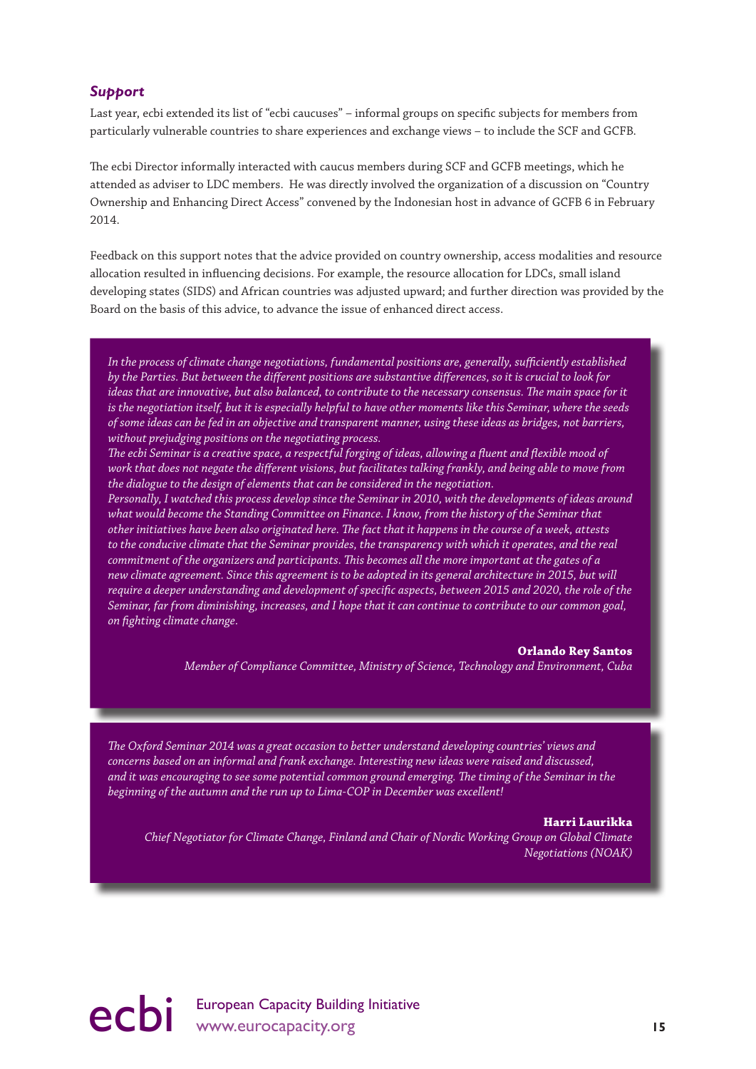### *Support*

Last year, ecbi extended its list of "ecbi caucuses" – informal groups on specific subjects for members from particularly vulnerable countries to share experiences and exchange views – to include the SCF and GCFB.

The ecbi Director informally interacted with caucus members during SCF and GCFB meetings, which he attended as adviser to LDC members. He was directly involved the organization of a discussion on "Country Ownership and Enhancing Direct Access" convened by the Indonesian host in advance of GCFB 6 in February 2014.

Feedback on this support notes that the advice provided on country ownership, access modalities and resource allocation resulted in influencing decisions. For example, the resource allocation for LDCs, small island developing states (SIDS) and African countries was adjusted upward; and further direction was provided by the Board on the basis of this advice, to advance the issue of enhanced direct access.

> *In the process of climate change negotiations, fundamental positions are, generally, sufficiently established by the Parties. But between the different positions are substantive differences, so it is crucial to look for ideas that are innovative, but also balanced, to contribute to the necessary consensus. The main space for it is the negotiation itself, but it is especially helpful to have other moments like this Seminar, where the seeds of some ideas can be fed in an objective and transparent manner, using these ideas as bridges, not barriers, without prejudging positions on the negotiating process.*
>
> *The ecbi Seminar is a creative space, a respectful forging of ideas, allowing a fluent and flexible mood of work that does not negate the different visions, but facilitates talking frankly, and being able to move from the dialogue to the design of elements that can be considered in the negotiation.*
>
> *Personally, I watched this process develop since the Seminar in 2010, with the developments of ideas around what would become the Standing Committee on Finance. I know, from the history of the Seminar that other initiatives have been also originated here. The fact that it happens in the course of a week, attests to the conducive climate that the Seminar provides, the transparency with which it operates, and the real commitment of the organizers and participants. This becomes all the more important at the gates of a new climate agreement. Since this agreement is to be adopted in its general architecture in 2015, but will require a deeper understanding and development of specific aspects, between 2015 and 2020, the role of the Seminar, far from diminishing, increases, and I hope that it can continue to contribute to our common goal, on fighting climate change.*
>
> **Orlando Rey Santos**
> *Member of Compliance Committee, Ministry of Science, Technology and Environment, Cuba*

> *The Oxford Seminar 2014 was a great occasion to better understand developing countries' views and concerns based on an informal and frank exchange. Interesting new ideas were raised and discussed, and it was encouraging to see some potential common ground emerging. The timing of the Seminar in the beginning of the autumn and the run up to Lima-COP in December was excellent!*
>
> **Harri Laurikka**
> *Chief Negotiator for Climate Change, Finland and Chair of Nordic Working Group on Global Climate Negotiations (NOAK)*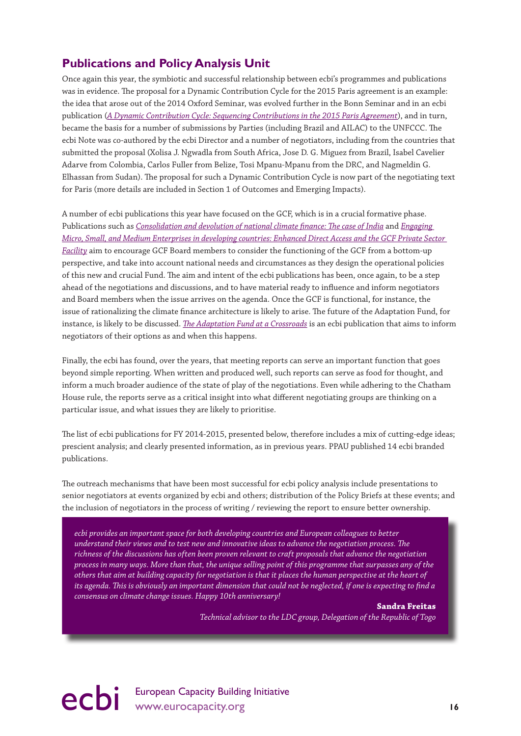## Publications and Policy Analysis Unit

Once again this year, the symbiotic and successful relationship between ecbi's programmes and publications was in evidence. The proposal for a Dynamic Contribution Cycle for the 2015 Paris agreement is an example: the idea that arose out of the 2014 Oxford Seminar, was evolved further in the Bonn Seminar and in an ecbi publication (*A Dynamic Contribution Cycle: Sequencing Contributions in the 2015 Paris Agreement*), and in turn, became the basis for a number of submissions by Parties (including Brazil and AILAC) to the UNFCCC. The ecbi Note was co-authored by the ecbi Director and a number of negotiators, including from the countries that submitted the proposal (Xolisa J. Ngwadla from South Africa, Jose D. G. Miguez from Brazil, Isabel Cavelier Adarve from Colombia, Carlos Fuller from Belize, Tosi Mpanu-Mpanu from the DRC, and Nagmeldin G. Elhassan from Sudan). The proposal for such a Dynamic Contribution Cycle is now part of the negotiating text for Paris (more details are included in Section 1 of Outcomes and Emerging Impacts).

A number of ecbi publications this year have focused on the GCF, which is in a crucial formative phase. Publications such as *Consolidation and devolution of national climate finance: The case of India* and *Engaging Micro, Small, and Medium Enterprises in developing countries: Enhanced Direct Access and the GCF Private Sector Facility* aim to encourage GCF Board members to consider the functioning of the GCF from a bottom-up perspective, and take into account national needs and circumstances as they design the operational policies of this new and crucial Fund. The aim and intent of the ecbi publications has been, once again, to be a step ahead of the negotiations and discussions, and to have material ready to influence and inform negotiators and Board members when the issue arrives on the agenda. Once the GCF is functional, for instance, the issue of rationalizing the climate finance architecture is likely to arise. The future of the Adaptation Fund, for instance, is likely to be discussed. *The Adaptation Fund at a Crossroads* is an ecbi publication that aims to inform negotiators of their options as and when this happens.

Finally, the ecbi has found, over the years, that meeting reports can serve an important function that goes beyond simple reporting. When written and produced well, such reports can serve as food for thought, and inform a much broader audience of the state of play of the negotiations. Even while adhering to the Chatham House rule, the reports serve as a critical insight into what different negotiating groups are thinking on a particular issue, and what issues they are likely to prioritise.

The list of ecbi publications for FY 2014-2015, presented below, therefore includes a mix of cutting-edge ideas; prescient analysis; and clearly presented information, as in previous years. PPAU published 14 ecbi branded publications.

The outreach mechanisms that have been most successful for ecbi policy analysis include presentations to senior negotiators at events organized by ecbi and others; distribution of the Policy Briefs at these events; and the inclusion of negotiators in the process of writing / reviewing the report to ensure better ownership.

> *ecbi provides an important space for both developing countries and European colleagues to better understand their views and to test new and innovative ideas to advance the negotiation process. The richness of the discussions has often been proven relevant to craft proposals that advance the negotiation process in many ways. More than that, the unique selling point of this programme that surpasses any of the others that aim at building capacity for negotiation is that it places the human perspective at the heart of its agenda. This is obviously an important dimension that could not be neglected, if one is expecting to find a consensus on climate change issues. Happy 10th anniversary!*
>
> **Sandra Freitas**
> *Technical advisor to the LDC group, Delegation of the Republic of Togo*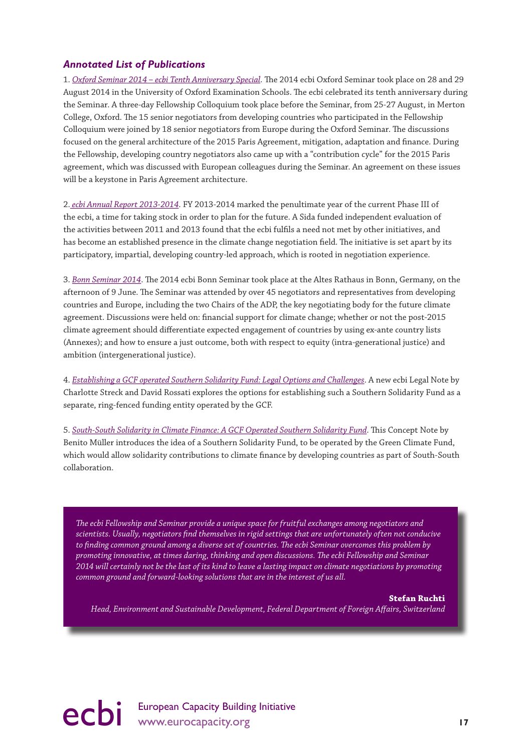### *Annotated List of Publications*

1. *Oxford Seminar 2014 – ecbi Tenth Anniversary Special*. The 2014 ecbi Oxford Seminar took place on 28 and 29 August 2014 in the University of Oxford Examination Schools. The ecbi celebrated its tenth anniversary during the Seminar. A three-day Fellowship Colloquium took place before the Seminar, from 25-27 August, in Merton College, Oxford. The 15 senior negotiators from developing countries who participated in the Fellowship Colloquium were joined by 18 senior negotiators from Europe during the Oxford Seminar. The discussions focused on the general architecture of the 2015 Paris Agreement, mitigation, adaptation and finance. During the Fellowship, developing country negotiators also came up with a "contribution cycle" for the 2015 Paris agreement, which was discussed with European colleagues during the Seminar. An agreement on these issues will be a keystone in Paris Agreement architecture.

2. *ecbi Annual Report 2013-2014*. FY 2013-2014 marked the penultimate year of the current Phase III of the ecbi, a time for taking stock in order to plan for the future. A Sida funded independent evaluation of the activities between 2011 and 2013 found that the ecbi fulfils a need not met by other initiatives, and has become an established presence in the climate change negotiation field. The initiative is set apart by its participatory, impartial, developing country-led approach, which is rooted in negotiation experience.

3. *Bonn Seminar 2014*. The 2014 ecbi Bonn Seminar took place at the Altes Rathaus in Bonn, Germany, on the afternoon of 9 June. The Seminar was attended by over 45 negotiators and representatives from developing countries and Europe, including the two Chairs of the ADP, the key negotiating body for the future climate agreement. Discussions were held on: financial support for climate change; whether or not the post-2015 climate agreement should differentiate expected engagement of countries by using ex-ante country lists (Annexes); and how to ensure a just outcome, both with respect to equity (intra-generational justice) and ambition (intergenerational justice).

4. *Establishing a GCF operated Southern Solidarity Fund: Legal Options and Challenges*. A new ecbi Legal Note by Charlotte Streck and David Rossati explores the options for establishing such a Southern Solidarity Fund as a separate, ring-fenced funding entity operated by the GCF.

5. *South-South Solidarity in Climate Finance: A GCF Operated Southern Solidarity Fund*. This Concept Note by Benito Müller introduces the idea of a Southern Solidarity Fund, to be operated by the Green Climate Fund, which would allow solidarity contributions to climate finance by developing countries as part of South-South collaboration.

*The ecbi Fellowship and Seminar provide a unique space for fruitful exchanges among negotiators and scientists. Usually, negotiators find themselves in rigid settings that are unfortunately often not conducive to finding common ground among a diverse set of countries. The ecbi Seminar overcomes this problem by promoting innovative, at times daring, thinking and open discussions. The ecbi Fellowship and Seminar 2014 will certainly not be the last of its kind to leave a lasting impact on climate negotiations by promoting common ground and forward-looking solutions that are in the interest of us all.*

**Stefan Ruchti**
*Head, Environment and Sustainable Development, Federal Department of Foreign Affairs, Switzerland*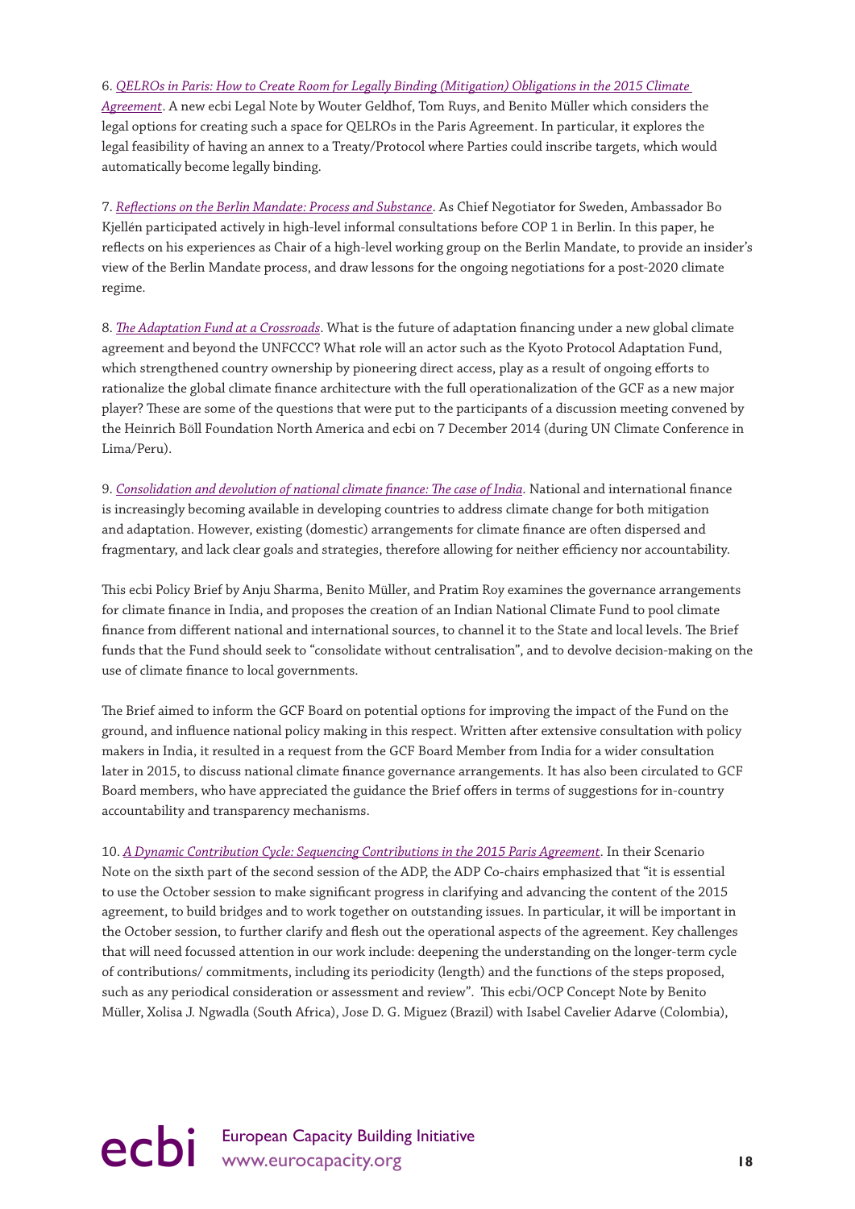6. *QELROs in Paris: How to Create Room for Legally Binding (Mitigation) Obligations in the 2015 Climate Agreement*. A new ecbi Legal Note by Wouter Geldhof, Tom Ruys, and Benito Müller which considers the legal options for creating such a space for QELROs in the Paris Agreement. In particular, it explores the legal feasibility of having an annex to a Treaty/Protocol where Parties could inscribe targets, which would automatically become legally binding.

7. *Reflections on the Berlin Mandate: Process and Substance*. As Chief Negotiator for Sweden, Ambassador Bo Kjellén participated actively in high-level informal consultations before COP 1 in Berlin. In this paper, he reflects on his experiences as Chair of a high-level working group on the Berlin Mandate, to provide an insider's view of the Berlin Mandate process, and draw lessons for the ongoing negotiations for a post-2020 climate regime.

8. *The Adaptation Fund at a Crossroads*. What is the future of adaptation financing under a new global climate agreement and beyond the UNFCCC? What role will an actor such as the Kyoto Protocol Adaptation Fund, which strengthened country ownership by pioneering direct access, play as a result of ongoing efforts to rationalize the global climate finance architecture with the full operationalization of the GCF as a new major player? These are some of the questions that were put to the participants of a discussion meeting convened by the Heinrich Böll Foundation North America and ecbi on 7 December 2014 (during UN Climate Conference in Lima/Peru).

9. *Consolidation and devolution of national climate finance: The case of India*. National and international finance is increasingly becoming available in developing countries to address climate change for both mitigation and adaptation. However, existing (domestic) arrangements for climate finance are often dispersed and fragmentary, and lack clear goals and strategies, therefore allowing for neither efficiency nor accountability.

This ecbi Policy Brief by Anju Sharma, Benito Müller, and Pratim Roy examines the governance arrangements for climate finance in India, and proposes the creation of an Indian National Climate Fund to pool climate finance from different national and international sources, to channel it to the State and local levels. The Brief funds that the Fund should seek to "consolidate without centralisation", and to devolve decision-making on the use of climate finance to local governments.

The Brief aimed to inform the GCF Board on potential options for improving the impact of the Fund on the ground, and influence national policy making in this respect. Written after extensive consultation with policy makers in India, it resulted in a request from the GCF Board Member from India for a wider consultation later in 2015, to discuss national climate finance governance arrangements. It has also been circulated to GCF Board members, who have appreciated the guidance the Brief offers in terms of suggestions for in-country accountability and transparency mechanisms.

10. *A Dynamic Contribution Cycle: Sequencing Contributions in the 2015 Paris Agreement*. In their Scenario Note on the sixth part of the second session of the ADP, the ADP Co-chairs emphasized that "it is essential to use the October session to make significant progress in clarifying and advancing the content of the 2015 agreement, to build bridges and to work together on outstanding issues. In particular, it will be important in the October session, to further clarify and flesh out the operational aspects of the agreement. Key challenges that will need focussed attention in our work include: deepening the understanding on the longer-term cycle of contributions/ commitments, including its periodicity (length) and the functions of the steps proposed, such as any periodical consideration or assessment and review". This ecbi/OCP Concept Note by Benito Müller, Xolisa J. Ngwadla (South Africa), Jose D. G. Miguez (Brazil) with Isabel Cavelier Adarve (Colombia),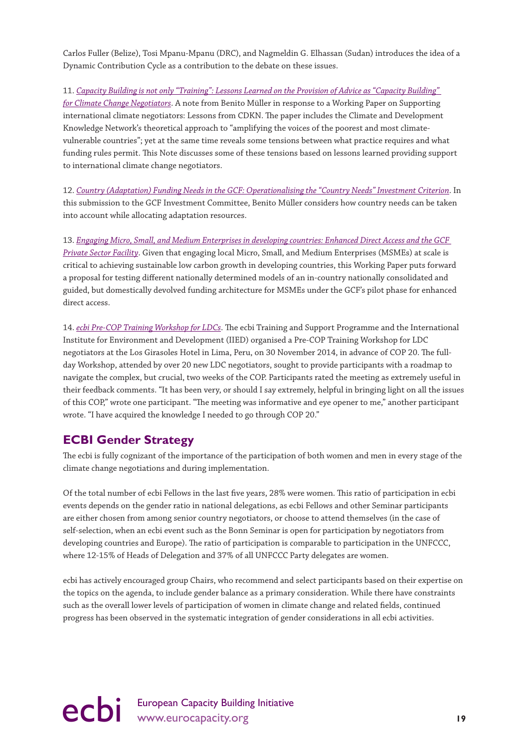Carlos Fuller (Belize), Tosi Mpanu-Mpanu (DRC), and Nagmeldin G. Elhassan (Sudan) introduces the idea of a Dynamic Contribution Cycle as a contribution to the debate on these issues.

11. *Capacity Building is not only "Training": Lessons Learned on the Provision of Advice as "Capacity Building" for Climate Change Negotiators*. A note from Benito Müller in response to a Working Paper on Supporting international climate negotiators: Lessons from CDKN. The paper includes the Climate and Development Knowledge Network's theoretical approach to "amplifying the voices of the poorest and most climate-vulnerable countries"; yet at the same time reveals some tensions between what practice requires and what funding rules permit. This Note discusses some of these tensions based on lessons learned providing support to international climate change negotiators.

12. *Country (Adaptation) Funding Needs in the GCF: Operationalising the "Country Needs" Investment Criterion*. In this submission to the GCF Investment Committee, Benito Müller considers how country needs can be taken into account while allocating adaptation resources.

13. *Engaging Micro, Small, and Medium Enterprises in developing countries: Enhanced Direct Access and the GCF Private Sector Facility*. Given that engaging local Micro, Small, and Medium Enterprises (MSMEs) at scale is critical to achieving sustainable low carbon growth in developing countries, this Working Paper puts forward a proposal for testing different nationally determined models of an in-country nationally consolidated and guided, but domestically devolved funding architecture for MSMEs under the GCF's pilot phase for enhanced direct access.

14. *ecbi Pre-COP Training Workshop for LDCs*. The ecbi Training and Support Programme and the International Institute for Environment and Development (IIED) organised a Pre-COP Training Workshop for LDC negotiators at the Los Girasoles Hotel in Lima, Peru, on 30 November 2014, in advance of COP 20. The full-day Workshop, attended by over 20 new LDC negotiators, sought to provide participants with a roadmap to navigate the complex, but crucial, two weeks of the COP. Participants rated the meeting as extremely useful in their feedback comments. "It has been very, or should I say extremely, helpful in bringing light on all the issues of this COP," wrote one participant. "The meeting was informative and eye opener to me," another participant wrote. "I have acquired the knowledge I needed to go through COP 20."

## ECBI Gender Strategy

The ecbi is fully cognizant of the importance of the participation of both women and men in every stage of the climate change negotiations and during implementation.

Of the total number of ecbi Fellows in the last five years, 28% were women. This ratio of participation in ecbi events depends on the gender ratio in national delegations, as ecbi Fellows and other Seminar participants are either chosen from among senior country negotiators, or choose to attend themselves (in the case of self-selection, when an ecbi event such as the Bonn Seminar is open for participation by negotiators from developing countries and Europe). The ratio of participation is comparable to participation in the UNFCCC, where 12-15% of Heads of Delegation and 37% of all UNFCCC Party delegates are women.

ecbi has actively encouraged group Chairs, who recommend and select participants based on their expertise on the topics on the agenda, to include gender balance as a primary consideration. While there have constraints such as the overall lower levels of participation of women in climate change and related fields, continued progress has been observed in the systematic integration of gender considerations in all ecbi activities.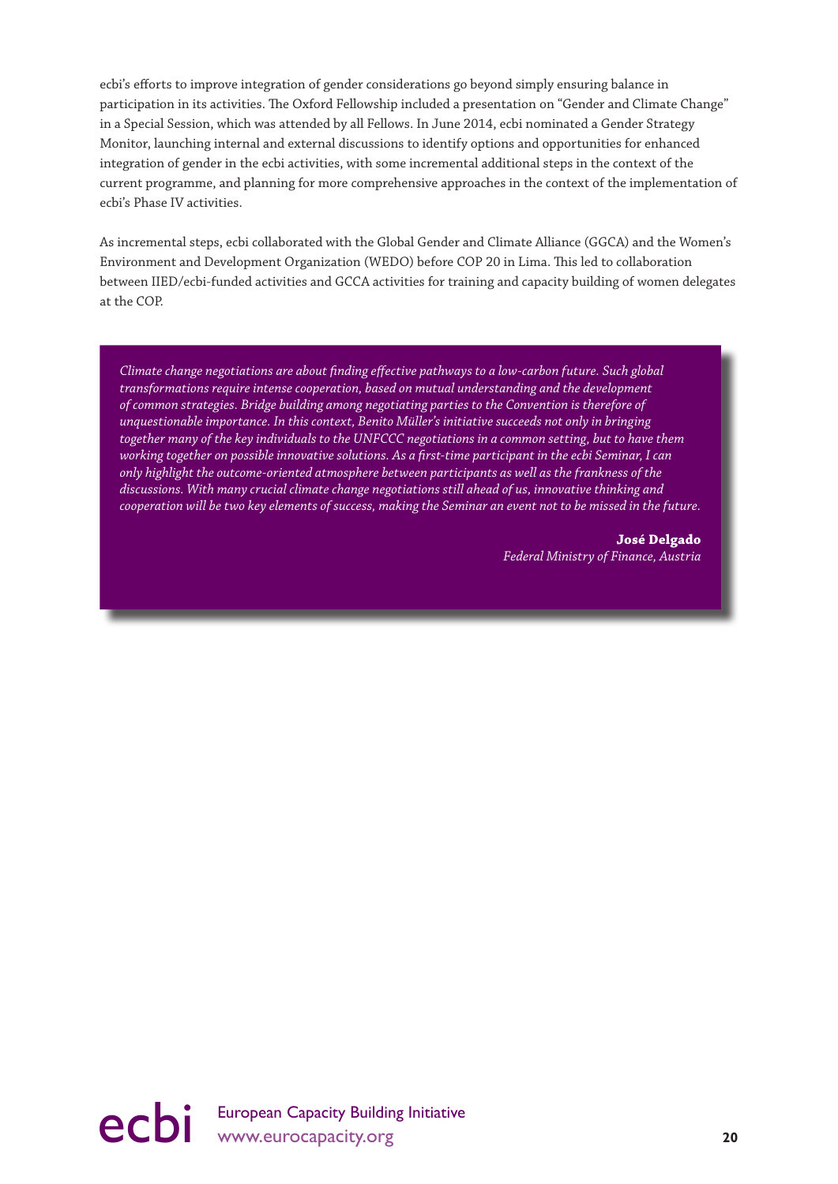ecbi's efforts to improve integration of gender considerations go beyond simply ensuring balance in participation in its activities. The Oxford Fellowship included a presentation on "Gender and Climate Change" in a Special Session, which was attended by all Fellows. In June 2014, ecbi nominated a Gender Strategy Monitor, launching internal and external discussions to identify options and opportunities for enhanced integration of gender in the ecbi activities, with some incremental additional steps in the context of the current programme, and planning for more comprehensive approaches in the context of the implementation of ecbi's Phase IV activities.

As incremental steps, ecbi collaborated with the Global Gender and Climate Alliance (GGCA) and the Women's Environment and Development Organization (WEDO) before COP 20 in Lima. This led to collaboration between IIED/ecbi-funded activities and GCCA activities for training and capacity building of women delegates at the COP.

> *Climate change negotiations are about finding effective pathways to a low-carbon future. Such global transformations require intense cooperation, based on mutual understanding and the development of common strategies. Bridge building among negotiating parties to the Convention is therefore of unquestionable importance. In this context, Benito Müller's initiative succeeds not only in bringing together many of the key individuals to the UNFCCC negotiations in a common setting, but to have them working together on possible innovative solutions. As a first-time participant in the ecbi Seminar, I can only highlight the outcome-oriented atmosphere between participants as well as the frankness of the discussions. With many crucial climate change negotiations still ahead of us, innovative thinking and cooperation will be two key elements of success, making the Seminar an event not to be missed in the future.*
>
> **José Delgado**
> *Federal Ministry of Finance, Austria*